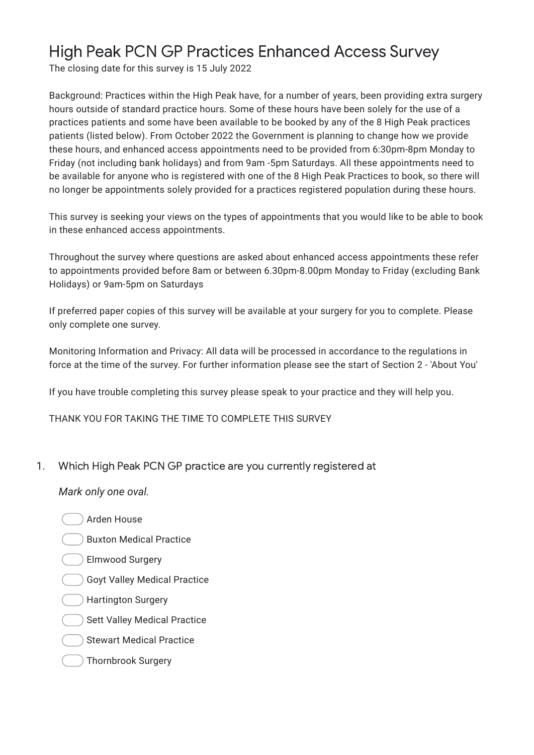# High Peak PCN GP Practices Enhanced Access Survey

The closing date for this survey is 15 July 2022

Background: Practices within the High Peak have, for a number of years, been providing extra surgery hours outside of standard practice hours. Some of these hours have been solely for the use of a practices patients and some have been available to be booked by any of the 8 High Peak practices patients (listed below). From October 2022 the Government is planning to change how we provide these hours, and enhanced access appointments need to be provided from 6:30pm-8pm Monday to Friday (not including bank holidays) and from 9am -5pm Saturdays. All these appointments need to be available for anyone who is registered with one of the 8 High Peak Practices to book, so there will no longer be appointments solely provided for a practices registered population during these hours.

This survey is seeking your views on the types of appointments that you would like to be able to book in these enhanced access appointments.

Throughout the survey where questions are asked about enhanced access appointments these refer to appointments provided before 8am or between 6.30pm-8.00pm Monday to Friday (excluding Bank Holidays) or 9am-5pm on Saturdays

If preferred paper copies of this survey will be available at your surgery for you to complete. Please only complete one survey.

Monitoring Information and Privacy: All data will be processed in accordance to the regulations in force at the time of the survey. For further information please see the start of Section 2 - 'About You'

If you have trouble completing this survey please speak to your practice and they will help you.

THANK YOU FOR TAKING THE TIME TO COMPLETE THIS SURVEY

1. Which High Peak PCN GP practice are you currently registered at

   *Mark only one oval.*

   - Arden House
   - Buxton Medical Practice
   - Elmwood Surgery
   - Goyt Valley Medical Practice
   - Hartington Surgery
   - Sett Valley Medical Practice
   - Stewart Medical Practice
   - Thornbrook Surgery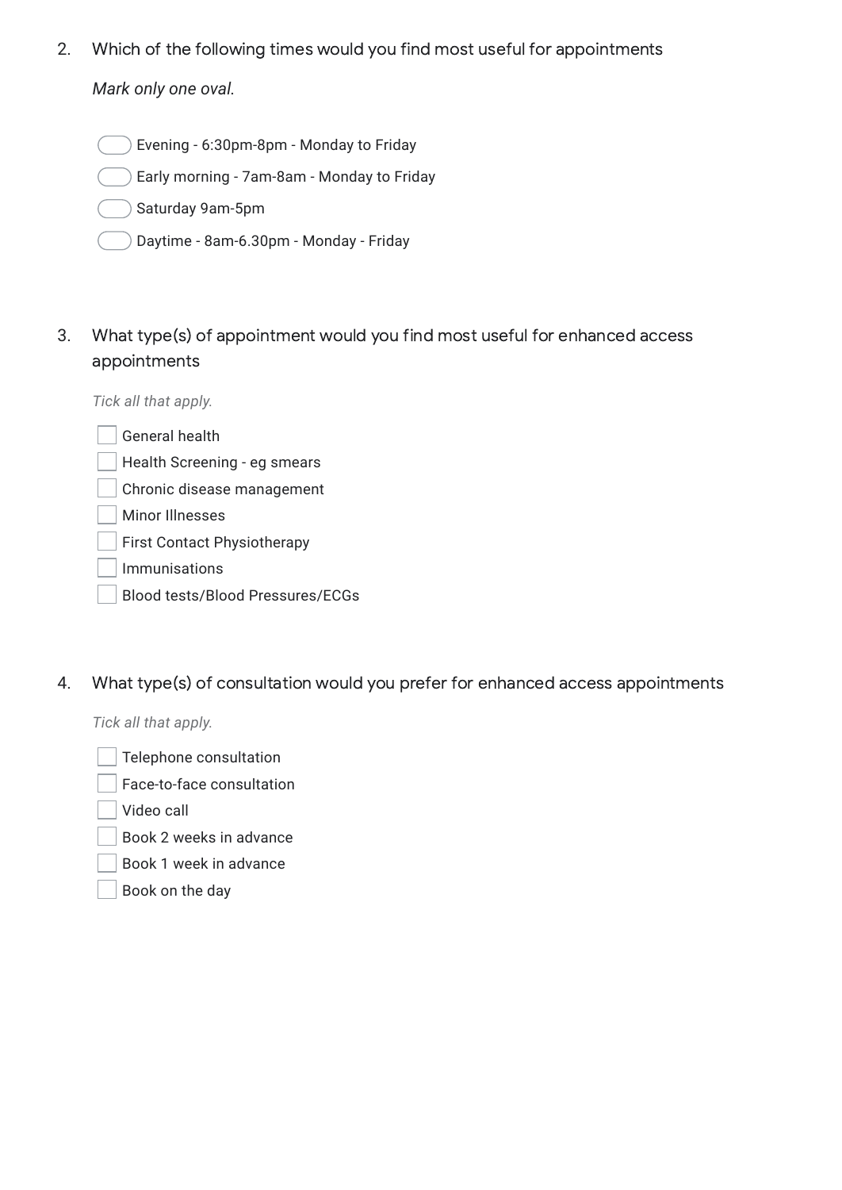2. Which of the following times would you find most useful for appointments

*Mark only one oval.*

- ( ) Evening - 6:30pm-8pm - Monday to Friday
- ( ) Early morning - 7am-8am - Monday to Friday
- ( ) Saturday 9am-5pm
- ( ) Daytime - 8am-6.30pm - Monday - Friday

3. What type(s) of appointment would you find most useful for enhanced access appointments

*Tick all that apply.*

- [ ] General health
- [ ] Health Screening - eg smears
- [ ] Chronic disease management
- [ ] Minor Illnesses
- [ ] First Contact Physiotherapy
- [ ] Immunisations
- [ ] Blood tests/Blood Pressures/ECGs

4. What type(s) of consultation would you prefer for enhanced access appointments

*Tick all that apply.*

- [ ] Telephone consultation
- [ ] Face-to-face consultation
- [ ] Video call
- [ ] Book 2 weeks in advance
- [ ] Book 1 week in advance
- [ ] Book on the day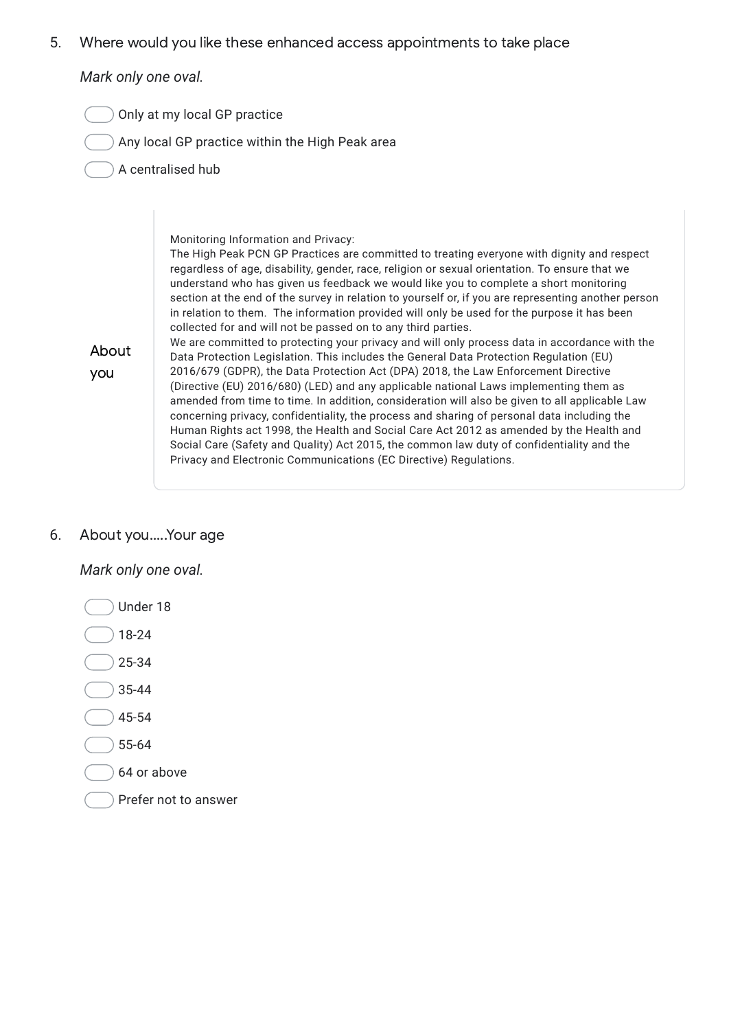5. Where would you like these enhanced access appointments to take place

*Mark only one oval.*

- ( ) Only at my local GP practice
- ( ) Any local GP practice within the High Peak area
- ( ) A centralised hub

## About you

Monitoring Information and Privacy:
The High Peak PCN GP Practices are committed to treating everyone with dignity and respect regardless of age, disability, gender, race, religion or sexual orientation. To ensure that we understand who has given us feedback we would like you to complete a short monitoring section at the end of the survey in relation to yourself or, if you are representing another person in relation to them. The information provided will only be used for the purpose it has been collected for and will not be passed on to any third parties.
We are committed to protecting your privacy and will only process data in accordance with the Data Protection Legislation. This includes the General Data Protection Regulation (EU) 2016/679 (GDPR), the Data Protection Act (DPA) 2018, the Law Enforcement Directive (Directive (EU) 2016/680) (LED) and any applicable national Laws implementing them as amended from time to time. In addition, consideration will also be given to all applicable Law concerning privacy, confidentiality, the process and sharing of personal data including the Human Rights act 1998, the Health and Social Care Act 2012 as amended by the Health and Social Care (Safety and Quality) Act 2015, the common law duty of confidentiality and the Privacy and Electronic Communications (EC Directive) Regulations.

6. About you.....Your age

*Mark only one oval.*

- ( ) Under 18
- ( ) 18-24
- ( ) 25-34
- ( ) 35-44
- ( ) 45-54
- ( ) 55-64
- ( ) 64 or above
- ( ) Prefer not to answer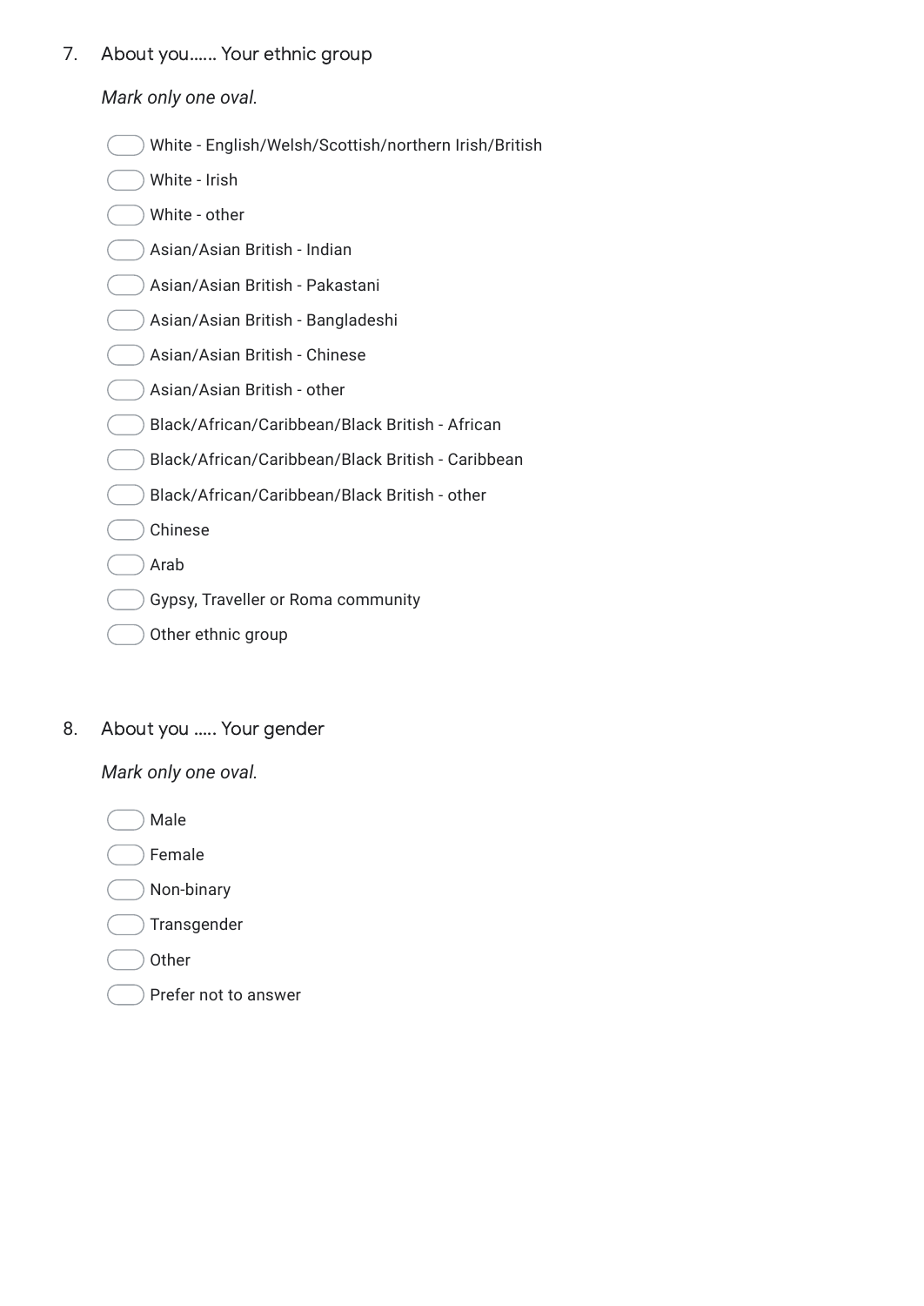7. About you...... Your ethnic group

*Mark only one oval.*

- White - English/Welsh/Scottish/northern Irish/British
- White - Irish
- White - other
- Asian/Asian British - Indian
- Asian/Asian British - Pakastani
- Asian/Asian British - Bangladeshi
- Asian/Asian British - Chinese
- Asian/Asian British - other
- Black/African/Caribbean/Black British - African
- Black/African/Caribbean/Black British - Caribbean
- Black/African/Caribbean/Black British - other
- Chinese
- Arab
- Gypsy, Traveller or Roma community
- Other ethnic group

8. About you ..... Your gender

*Mark only one oval.*

- Male
- Female
- Non-binary
- Transgender
- Other
- Prefer not to answer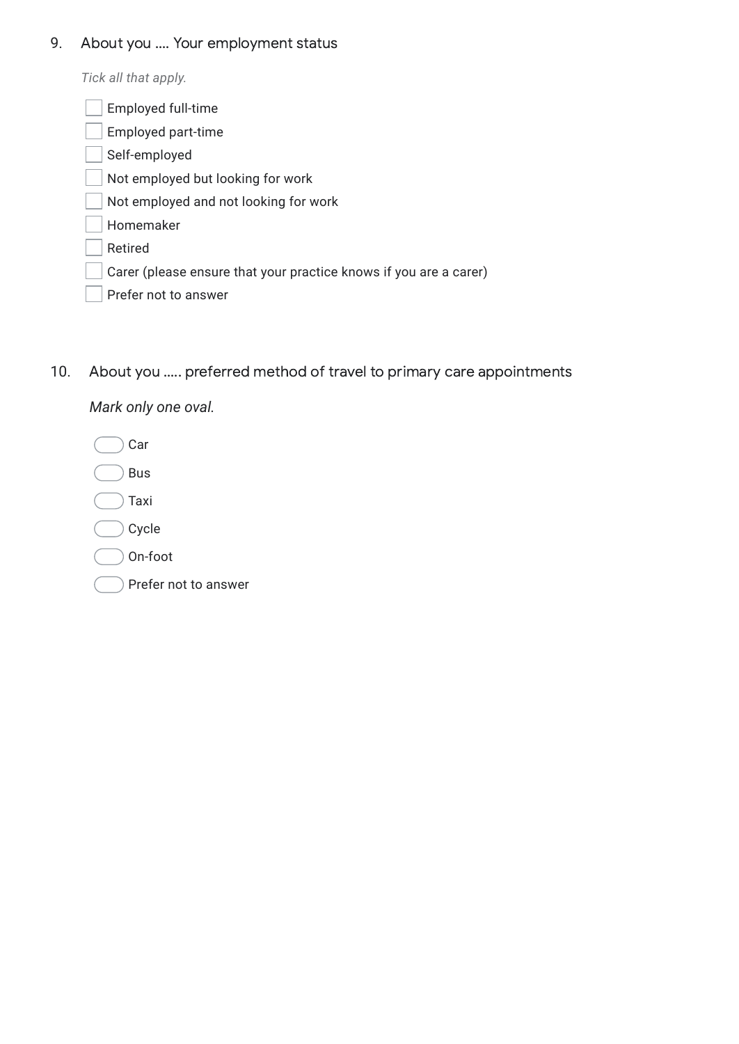9. About you .... Your employment status

*Tick all that apply.*

- [ ] Employed full-time
- [ ] Employed part-time
- [ ] Self-employed
- [ ] Not employed but looking for work
- [ ] Not employed and not looking for work
- [ ] Homemaker
- [ ] Retired
- [ ] Carer (please ensure that your practice knows if you are a carer)
- [ ] Prefer not to answer

10. About you ..... preferred method of travel to primary care appointments

*Mark only one oval.*

- ( ) Car
- ( ) Bus
- ( ) Taxi
- ( ) Cycle
- ( ) On-foot
- ( ) Prefer not to answer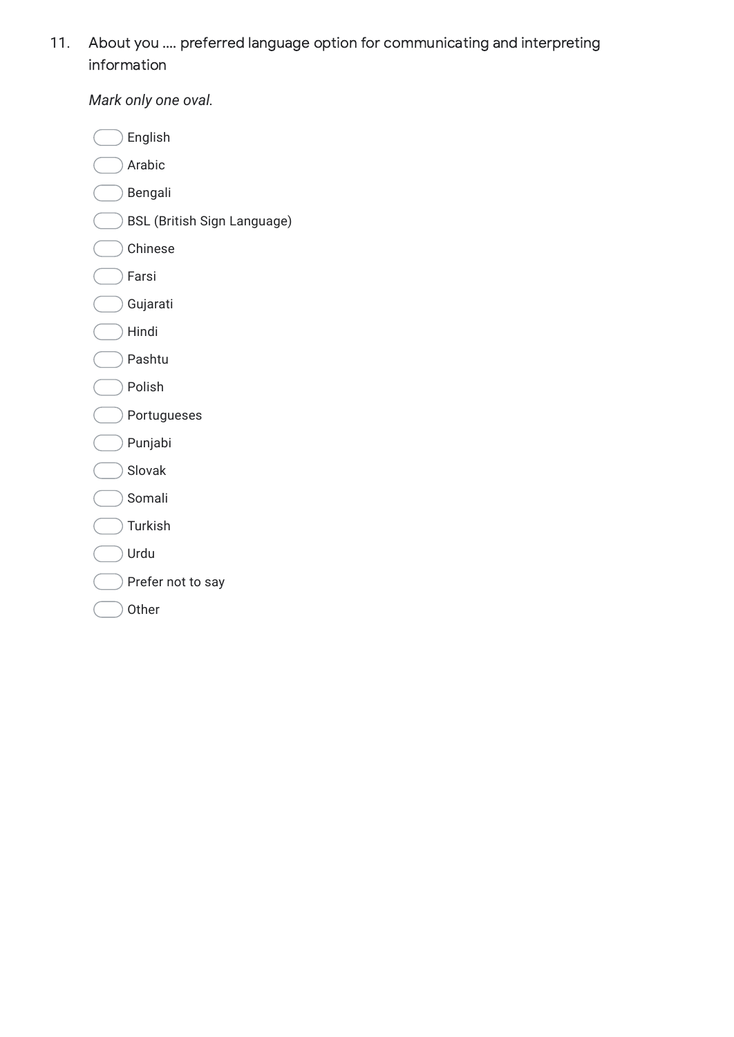11. About you .... preferred language option for communicating and interpreting information

*Mark only one oval.*

- English
- Arabic
- Bengali
- BSL (British Sign Language)
- Chinese
- Farsi
- Gujarati
- Hindi
- Pashtu
- Polish
- Portugueses
- Punjabi
- Slovak
- Somali
- Turkish
- Urdu
- Prefer not to say
- Other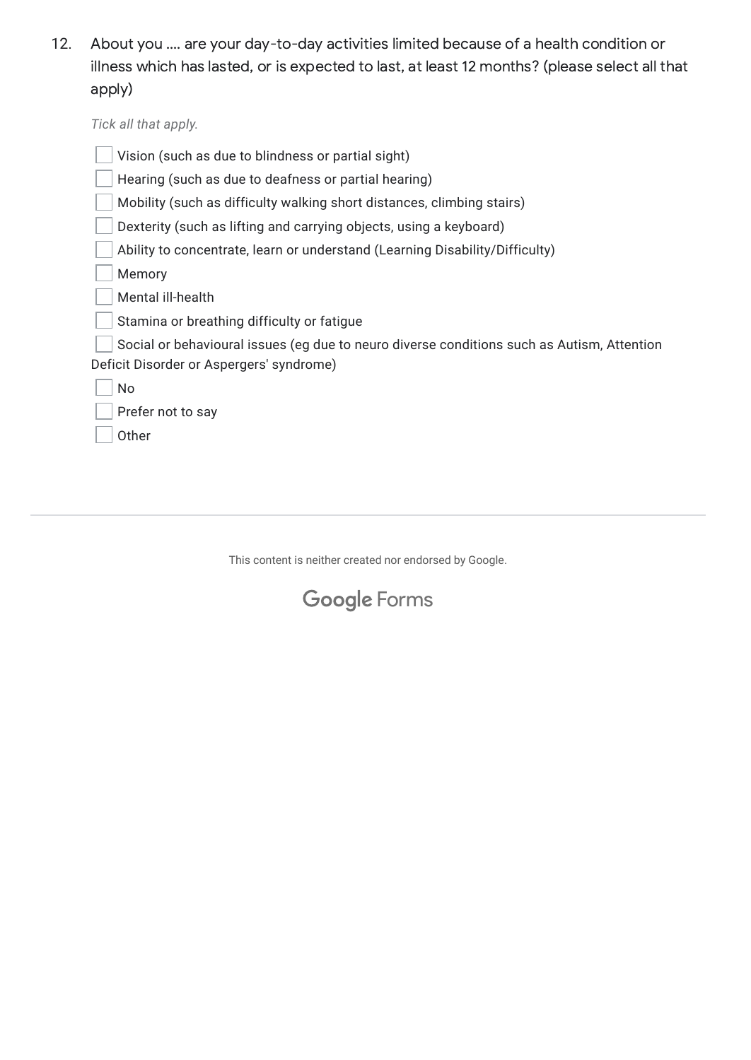12. About you .... are your day-to-day activities limited because of a health condition or illness which has lasted, or is expected to last, at least 12 months? (please select all that apply)

*Tick all that apply.*

- [ ] Vision (such as due to blindness or partial sight)
- [ ] Hearing (such as due to deafness or partial hearing)
- [ ] Mobility (such as difficulty walking short distances, climbing stairs)
- [ ] Dexterity (such as lifting and carrying objects, using a keyboard)
- [ ] Ability to concentrate, learn or understand (Learning Disability/Difficulty)
- [ ] Memory
- [ ] Mental ill-health
- [ ] Stamina or breathing difficulty or fatigue
- [ ] Social or behavioural issues (eg due to neuro diverse conditions such as Autism, Attention Deficit Disorder or Aspergers' syndrome)
- [ ] No
- [ ] Prefer not to say
- [ ] Other

This content is neither created nor endorsed by Google.

Google Forms